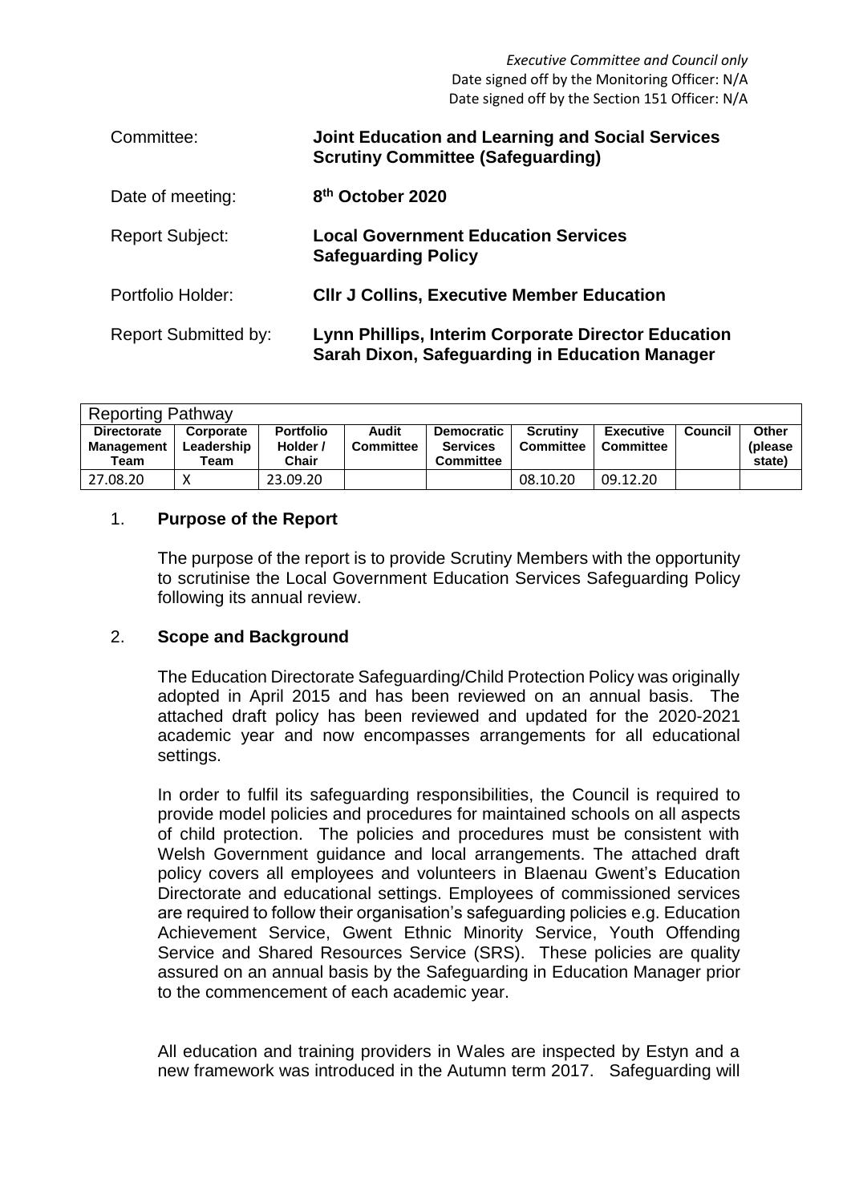*Executive Committee and Council only*
Date signed off by the Monitoring Officer: N/A
Date signed off by the Section 151 Officer: N/A

| | |
|---|---|
| Committee: | **Joint Education and Learning and Social Services Scrutiny Committee (Safeguarding)** |
| Date of meeting: | **8th October 2020** |
| Report Subject: | **Local Government Education Services Safeguarding Policy** |
| Portfolio Holder: | **Cllr J Collins, Executive Member Education** |
| Report Submitted by: | **Lynn Phillips, Interim Corporate Director Education**<br>**Sarah Dixon, Safeguarding in Education Manager** |

| Reporting Pathway | | | | | | | | |
|---|---|---|---|---|---|---|---|---|
| **Directorate Management Team** | **Corporate Leadership Team** | **Portfolio Holder / Chair** | **Audit Committee** | **Democratic Services Committee** | **Scrutiny Committee** | **Executive Committee** | **Council** | **Other (please state)** |
| 27.08.20 | X | 23.09.20 | | | 08.10.20 | 09.12.20 | | |

## 1. Purpose of the Report

The purpose of the report is to provide Scrutiny Members with the opportunity to scrutinise the Local Government Education Services Safeguarding Policy following its annual review.

## 2. Scope and Background

The Education Directorate Safeguarding/Child Protection Policy was originally adopted in April 2015 and has been reviewed on an annual basis. The attached draft policy has been reviewed and updated for the 2020-2021 academic year and now encompasses arrangements for all educational settings.

In order to fulfil its safeguarding responsibilities, the Council is required to provide model policies and procedures for maintained schools on all aspects of child protection. The policies and procedures must be consistent with Welsh Government guidance and local arrangements. The attached draft policy covers all employees and volunteers in Blaenau Gwent's Education Directorate and educational settings. Employees of commissioned services are required to follow their organisation's safeguarding policies e.g. Education Achievement Service, Gwent Ethnic Minority Service, Youth Offending Service and Shared Resources Service (SRS). These policies are quality assured on an annual basis by the Safeguarding in Education Manager prior to the commencement of each academic year.

All education and training providers in Wales are inspected by Estyn and a new framework was introduced in the Autumn term 2017. Safeguarding will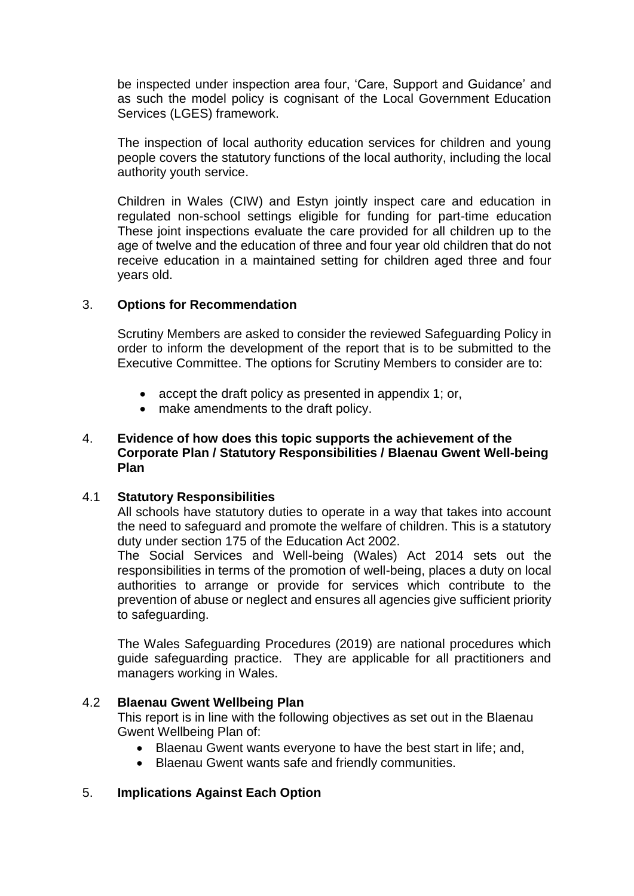be inspected under inspection area four, 'Care, Support and Guidance' and as such the model policy is cognisant of the Local Government Education Services (LGES) framework.

The inspection of local authority education services for children and young people covers the statutory functions of the local authority, including the local authority youth service.

Children in Wales (CIW) and Estyn jointly inspect care and education in regulated non-school settings eligible for funding for part-time education These joint inspections evaluate the care provided for all children up to the age of twelve and the education of three and four year old children that do not receive education in a maintained setting for children aged three and four years old.

## 3. Options for Recommendation

Scrutiny Members are asked to consider the reviewed Safeguarding Policy in order to inform the development of the report that is to be submitted to the Executive Committee. The options for Scrutiny Members to consider are to:

- accept the draft policy as presented in appendix 1; or,
- make amendments to the draft policy.

## 4. Evidence of how does this topic supports the achievement of the Corporate Plan / Statutory Responsibilities / Blaenau Gwent Well-being Plan

### 4.1 Statutory Responsibilities

All schools have statutory duties to operate in a way that takes into account the need to safeguard and promote the welfare of children. This is a statutory duty under section 175 of the Education Act 2002.

The Social Services and Well-being (Wales) Act 2014 sets out the responsibilities in terms of the promotion of well-being, places a duty on local authorities to arrange or provide for services which contribute to the prevention of abuse or neglect and ensures all agencies give sufficient priority to safeguarding.

The Wales Safeguarding Procedures (2019) are national procedures which guide safeguarding practice. They are applicable for all practitioners and managers working in Wales.

### 4.2 Blaenau Gwent Wellbeing Plan

This report is in line with the following objectives as set out in the Blaenau Gwent Wellbeing Plan of:

- Blaenau Gwent wants everyone to have the best start in life; and,
- Blaenau Gwent wants safe and friendly communities.

## 5. Implications Against Each Option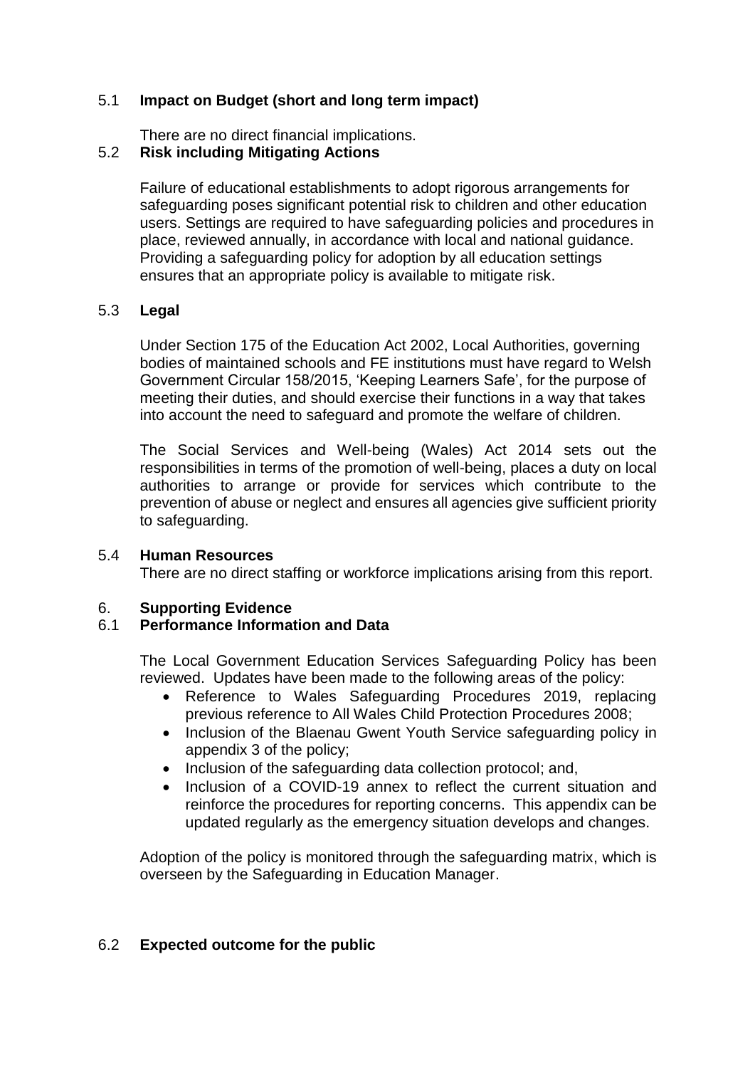### 5.1 **Impact on Budget (short and long term impact)**

There are no direct financial implications.

### 5.2 **Risk including Mitigating Actions**

Failure of educational establishments to adopt rigorous arrangements for safeguarding poses significant potential risk to children and other education users. Settings are required to have safeguarding policies and procedures in place, reviewed annually, in accordance with local and national guidance. Providing a safeguarding policy for adoption by all education settings ensures that an appropriate policy is available to mitigate risk.

### 5.3 **Legal**

Under Section 175 of the Education Act 2002, Local Authorities, governing bodies of maintained schools and FE institutions must have regard to Welsh Government Circular 158/2015, 'Keeping Learners Safe', for the purpose of meeting their duties, and should exercise their functions in a way that takes into account the need to safeguard and promote the welfare of children.

The Social Services and Well-being (Wales) Act 2014 sets out the responsibilities in terms of the promotion of well-being, places a duty on local authorities to arrange or provide for services which contribute to the prevention of abuse or neglect and ensures all agencies give sufficient priority to safeguarding.

### 5.4 **Human Resources**

There are no direct staffing or workforce implications arising from this report.

## 6. **Supporting Evidence**

### 6.1 **Performance Information and Data**

The Local Government Education Services Safeguarding Policy has been reviewed. Updates have been made to the following areas of the policy:

- Reference to Wales Safeguarding Procedures 2019, replacing previous reference to All Wales Child Protection Procedures 2008;
- Inclusion of the Blaenau Gwent Youth Service safeguarding policy in appendix 3 of the policy;
- Inclusion of the safeguarding data collection protocol; and,
- Inclusion of a COVID-19 annex to reflect the current situation and reinforce the procedures for reporting concerns. This appendix can be updated regularly as the emergency situation develops and changes.

Adoption of the policy is monitored through the safeguarding matrix, which is overseen by the Safeguarding in Education Manager.

### 6.2 **Expected outcome for the public**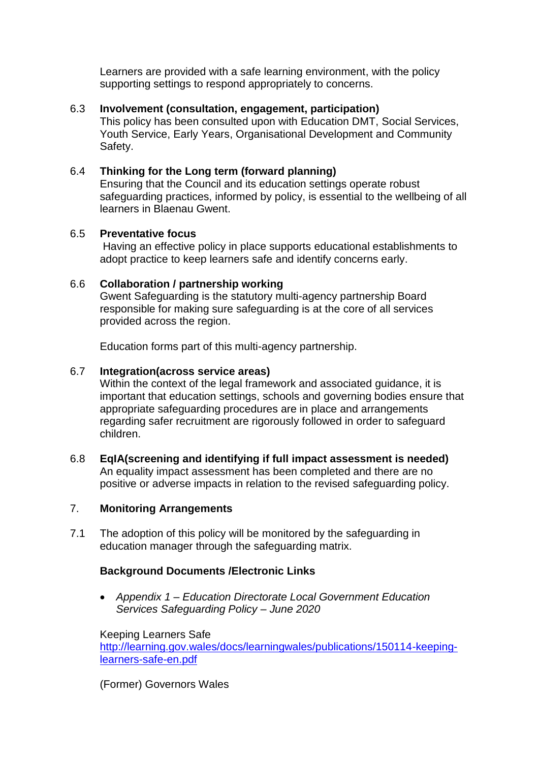Learners are provided with a safe learning environment, with the policy supporting settings to respond appropriately to concerns.

6.3 **Involvement (consultation, engagement, participation)**
This policy has been consulted upon with Education DMT, Social Services, Youth Service, Early Years, Organisational Development and Community Safety.

6.4 **Thinking for the Long term (forward planning)**
Ensuring that the Council and its education settings operate robust safeguarding practices, informed by policy, is essential to the wellbeing of all learners in Blaenau Gwent.

6.5 **Preventative focus**
Having an effective policy in place supports educational establishments to adopt practice to keep learners safe and identify concerns early.

6.6 **Collaboration / partnership working**
Gwent Safeguarding is the statutory multi-agency partnership Board responsible for making sure safeguarding is at the core of all services provided across the region.

Education forms part of this multi-agency partnership.

6.7 **Integration(across service areas)**
Within the context of the legal framework and associated guidance, it is important that education settings, schools and governing bodies ensure that appropriate safeguarding procedures are in place and arrangements regarding safer recruitment are rigorously followed in order to safeguard children.

6.8 **EqIA(screening and identifying if full impact assessment is needed)**
An equality impact assessment has been completed and there are no positive or adverse impacts in relation to the revised safeguarding policy.

## 7. Monitoring Arrangements

7.1 The adoption of this policy will be monitored by the safeguarding in education manager through the safeguarding matrix.

**Background Documents /Electronic Links**

- *Appendix 1 – Education Directorate Local Government Education Services Safeguarding Policy – June 2020*

Keeping Learners Safe
http://learning.gov.wales/docs/learningwales/publications/150114-keeping-learners-safe-en.pdf

(Former) Governors Wales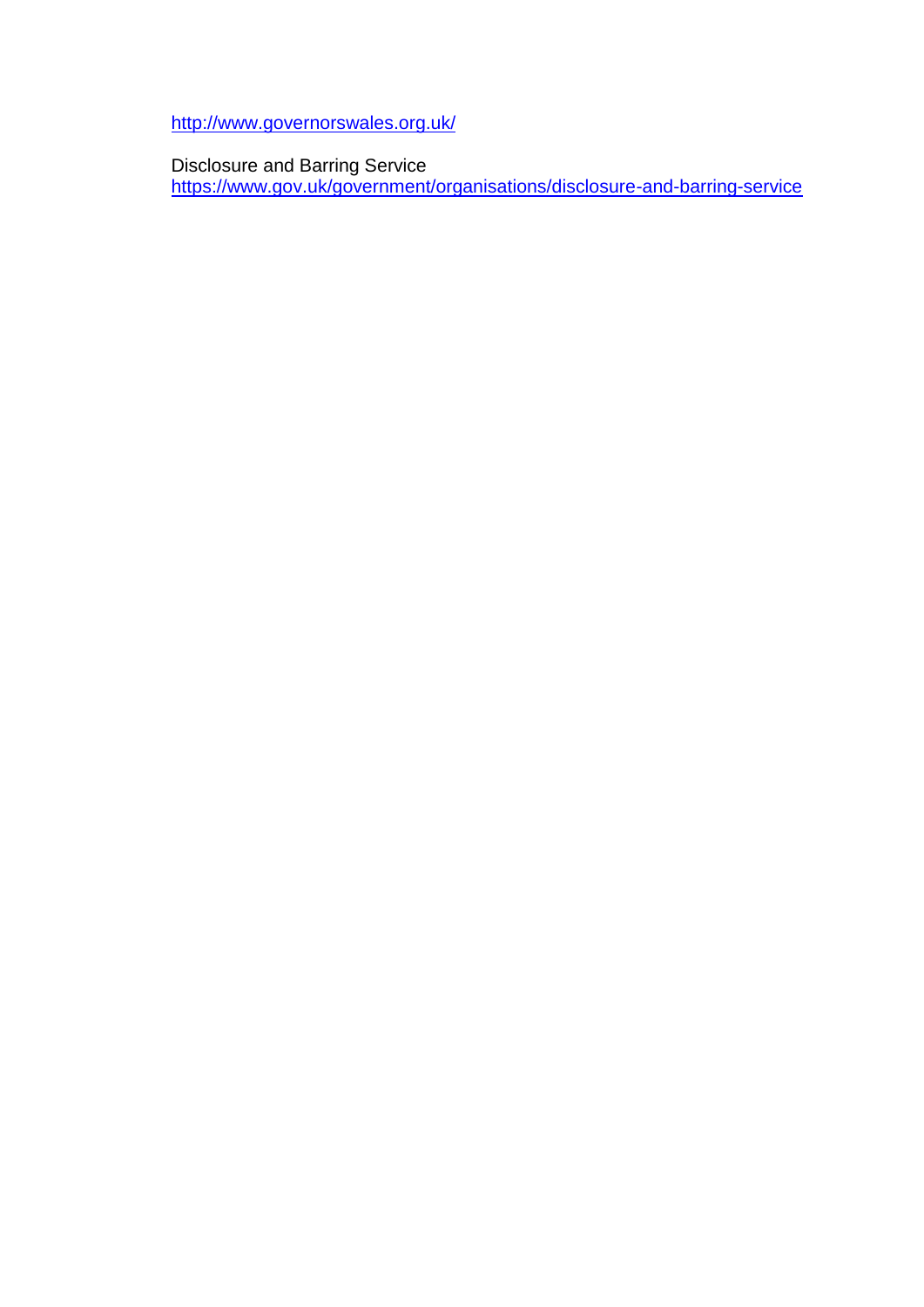http://www.governorswales.org.uk/

Disclosure and Barring Service
https://www.gov.uk/government/organisations/disclosure-and-barring-service